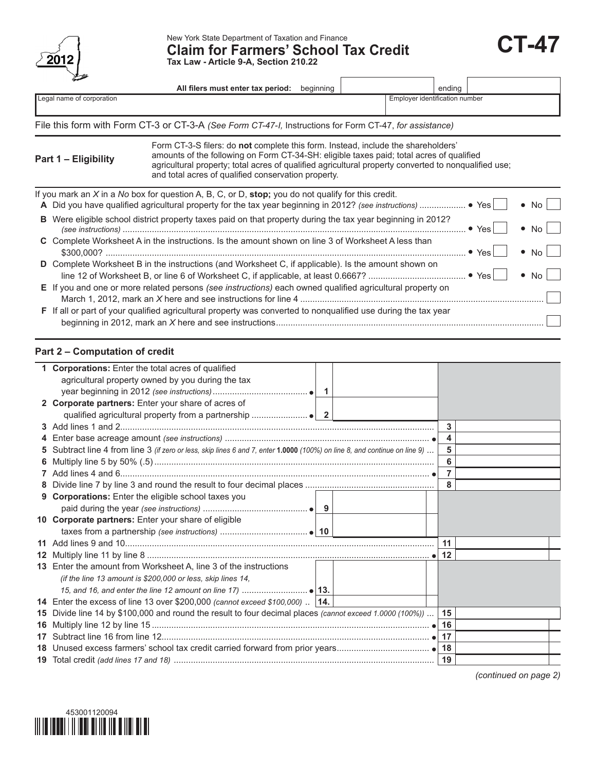2012

New York State Department of Taxation and Finance

# Claim for Farmers' School Tax Credit

**Tax Law - Article 9-A, Section 210.22**

# CT-47

**All filers must enter tax period:** beginning | | ending | |

| Legal name of corporation | Employer identification number |
|---|---|
| | |

File this form with Form CT-3 or CT-3-A *(See Form CT-47-I,* Instructions for Form CT-47, *for assistance)*

## Part 1 – Eligibility

Form CT-3-S filers: do **not** complete this form. Instead, include the shareholders' amounts of the following on Form CT-34-SH: eligible taxes paid; total acres of qualified agricultural property; total acres of qualified agricultural property converted to nonqualified use; and total acres of qualified conservation property.

If you mark an *X* in a *No* box for question A, B, C, or D, **stop;** you do not qualify for this credit.

**A** Did you have qualified agricultural property for the tax year beginning in 2012? *(see instructions)* .................. • Yes ☐ • No ☐

**B** Were eligible school district property taxes paid on that property during the tax year beginning in 2012? *(see instructions)* .................. • Yes ☐ • No ☐

**C** Complete Worksheet A in the instructions. Is the amount shown on line 3 of Worksheet A less than $300,000? .................. • Yes ☐ • No ☐

**D** Complete Worksheet B in the instructions (and Worksheet C, if applicable). Is the amount shown on line 12 of Worksheet B, or line 6 of Worksheet C, if applicable, at least 0.6667? .................. • Yes ☐ • No ☐

**E** If you and one or more related persons *(see instructions)* each owned qualified agricultural property on March 1, 2012, mark an *X* here and see instructions for line 4 .................. ☐

**F** If all or part of your qualified agricultural property was converted to nonqualified use during the tax year beginning in 2012, mark an *X* here and see instructions .................. ☐

## Part 2 – Computation of credit

| Line | Description | | | | |
|---|---|---|---|---|---|
| 1 | **Corporations:** Enter the total acres of qualified agricultural property owned by you during the tax year beginning in 2012 *(see instructions)* ....... • | 1 | | | |
| 2 | **Corporate partners:** Enter your share of acres of qualified agricultural property from a partnership ....... • | 2 | | | |
| 3 | Add lines 1 and 2 ....... | | | 3 | |
| 4 | Enter base acreage amount *(see instructions)* ....... • | | | 4 | |
| 5 | Subtract line 4 from line 3 *(if zero or less, skip lines 6 and 7, enter* **1.0000** *(100%) on line 8, and continue on line 9)* ... | | | 5 | |
| 6 | Multiply line 5 by 50% (.5) ....... | | | 6 | |
| 7 | Add lines 4 and 6 ....... • | | | 7 | |
| 8 | Divide line 7 by line 3 and round the result to four decimal places ....... | | | 8 | |
| 9 | **Corporations:** Enter the eligible school taxes you paid during the year *(see instructions)* ....... • | 9 | | | |
| 10 | **Corporate partners:** Enter your share of eligible taxes from a partnership *(see instructions)* ....... • | 10 | | | |
| 11 | Add lines 9 and 10 ....... | | | 11 | |
| 12 | Multiply line 11 by line 8 ....... • | | | 12 | |
| 13 | Enter the amount from Worksheet A, line 3 of the instructions *(if the line 13 amount is $200,000 or less, skip lines 14, 15, and 16, and enter the line 12 amount on line 17)* ....... • | 13. | | | |
| 14 | Enter the excess of line 13 over $200,000 *(cannot exceed $100,000)* .. | 14. | | | |
| 15 | Divide line 14 by $100,000 and round the result to four decimal places *(cannot exceed 1.0000 (100%))* ... | | | 15 | |
| 16 | Multiply line 12 by line 15 ....... • | | | 16 | |
| 17 | Subtract line 16 from line 12 ....... • | | | 17 | |
| 18 | Unused excess farmers' school tax credit carried forward from prior years ....... • | | | 18 | |
| 19 | Total credit *(add lines 17 and 18)* ....... | | | 19 | |

*(continued on page 2)*

453001120094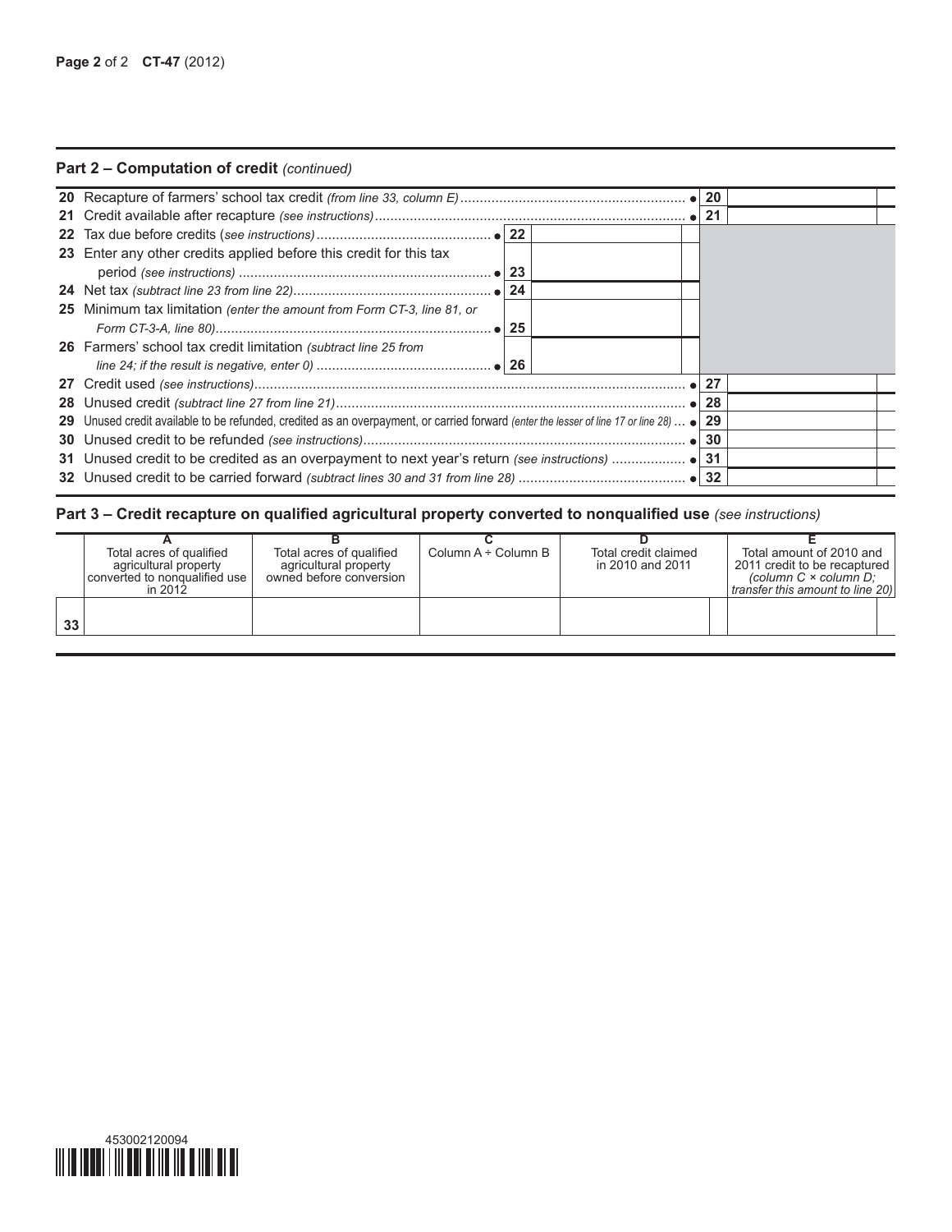## Part 2 – Computation of credit *(continued)*

| | | | | | |
|---|---|---|---|---|---|
| 20 | Recapture of farmers' school tax credit *(from line 33, column E)* | | | 20 | |
| 21 | Credit available after recapture *(see instructions)* | | | 21 | |
| 22 | Tax due before credits (*see instructions)* | 22 | | | |
| 23 | Enter any other credits applied before this credit for this tax period *(see instructions)* | 23 | | | |
| 24 | Net tax *(subtract line 23 from line 22)* | 24 | | | |
| 25 | Minimum tax limitation *(enter the amount from Form CT-3, line 81, or Form CT-3-A, line 80)* | 25 | | | |
| 26 | Farmers' school tax credit limitation *(subtract line 25 from line 24; if the result is negative, enter 0)* | 26 | | | |
| 27 | Credit used *(see instructions)* | | | 27 | |
| 28 | Unused credit *(subtract line 27 from line 21)* | | | 28 | |
| 29 | Unused credit available to be refunded, credited as an overpayment, or carried forward *(enter the lesser of line 17 or line 28)* | | | 29 | |
| 30 | Unused credit to be refunded *(see instructions)* | | | 30 | |
| 31 | Unused credit to be credited as an overpayment to next year's return *(see instructions)* | | | 31 | |
| 32 | Unused credit to be carried forward *(subtract lines 30 and 31 from line 28)* | | | 32 | |

## Part 3 – Credit recapture on qualified agricultural property converted to nonqualified use *(see instructions)*

| | A<br>Total acres of qualified agricultural property converted to nonqualified use in 2012 | B<br>Total acres of qualified agricultural property owned before conversion | C<br>Column A ÷ Column B | D<br>Total credit claimed in 2010 and 2011 | E<br>Total amount of 2010 and 2011 credit to be recaptured *(column C × column D; transfer this amount to line 20)* |
|---|---|---|---|---|---|
| 33 | | | | | |

453002120094